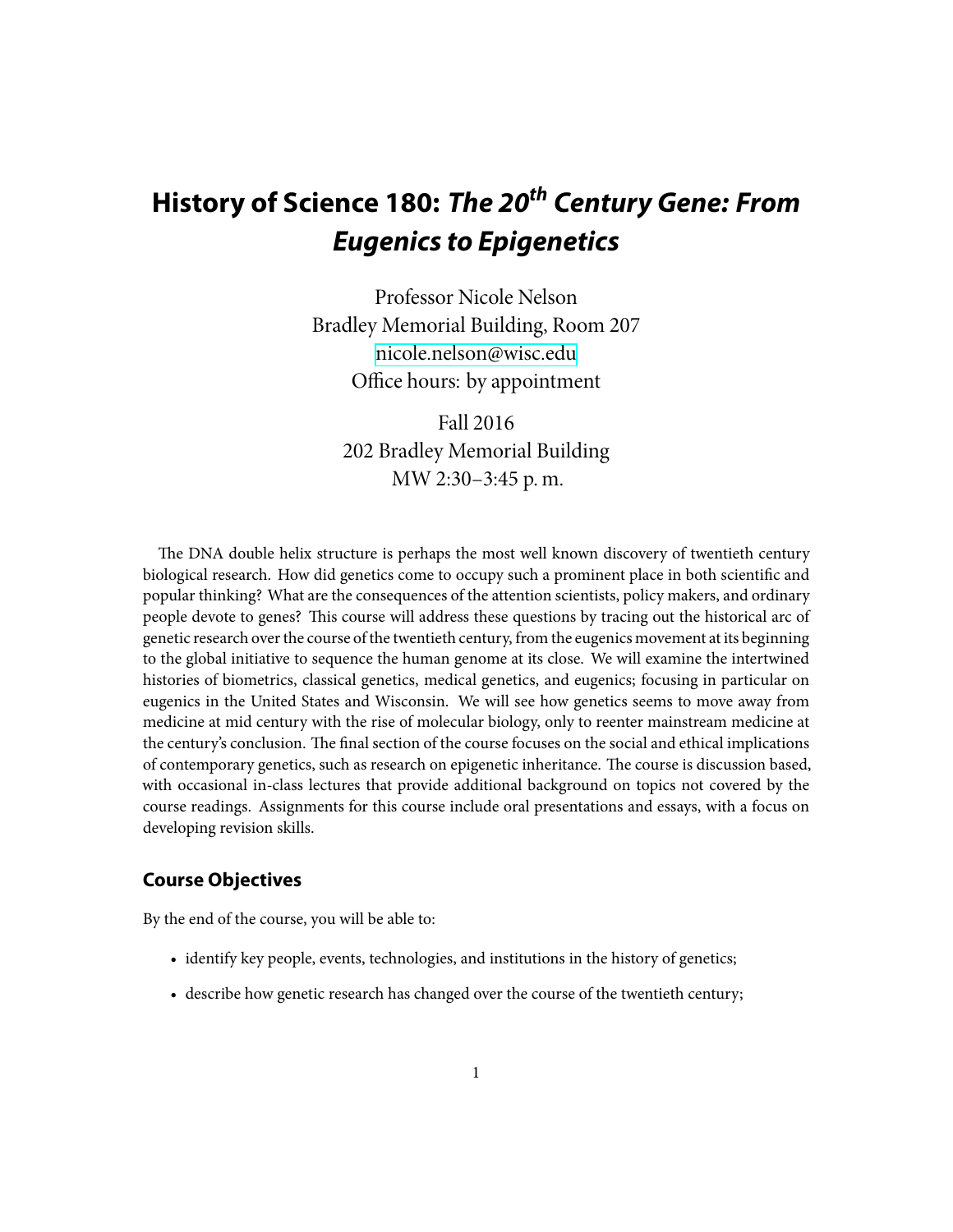# History of Science 180: *The 20th Century Gene: From Eugenics to Epigenetics*

Professor Nicole Nelson
Bradley Memorial Building, Room 207
nicole.nelson@wisc.edu
Office hours: by appointment

Fall 2016
202 Bradley Memorial Building
MW 2:30–3:45 p. m.

The DNA double helix structure is perhaps the most well known discovery of twentieth century biological research. How did genetics come to occupy such a prominent place in both scientific and popular thinking? What are the consequences of the attention scientists, policy makers, and ordinary people devote to genes? This course will address these questions by tracing out the historical arc of genetic research over the course of the twentieth century, from the eugenics movement at its beginning to the global initiative to sequence the human genome at its close. We will examine the intertwined histories of biometrics, classical genetics, medical genetics, and eugenics; focusing in particular on eugenics in the United States and Wisconsin. We will see how genetics seems to move away from medicine at mid century with the rise of molecular biology, only to reenter mainstream medicine at the century's conclusion. The final section of the course focuses on the social and ethical implications of contemporary genetics, such as research on epigenetic inheritance. The course is discussion based, with occasional in-class lectures that provide additional background on topics not covered by the course readings. Assignments for this course include oral presentations and essays, with a focus on developing revision skills.

## Course Objectives

By the end of the course, you will be able to:

- identify key people, events, technologies, and institutions in the history of genetics;
- describe how genetic research has changed over the course of the twentieth century;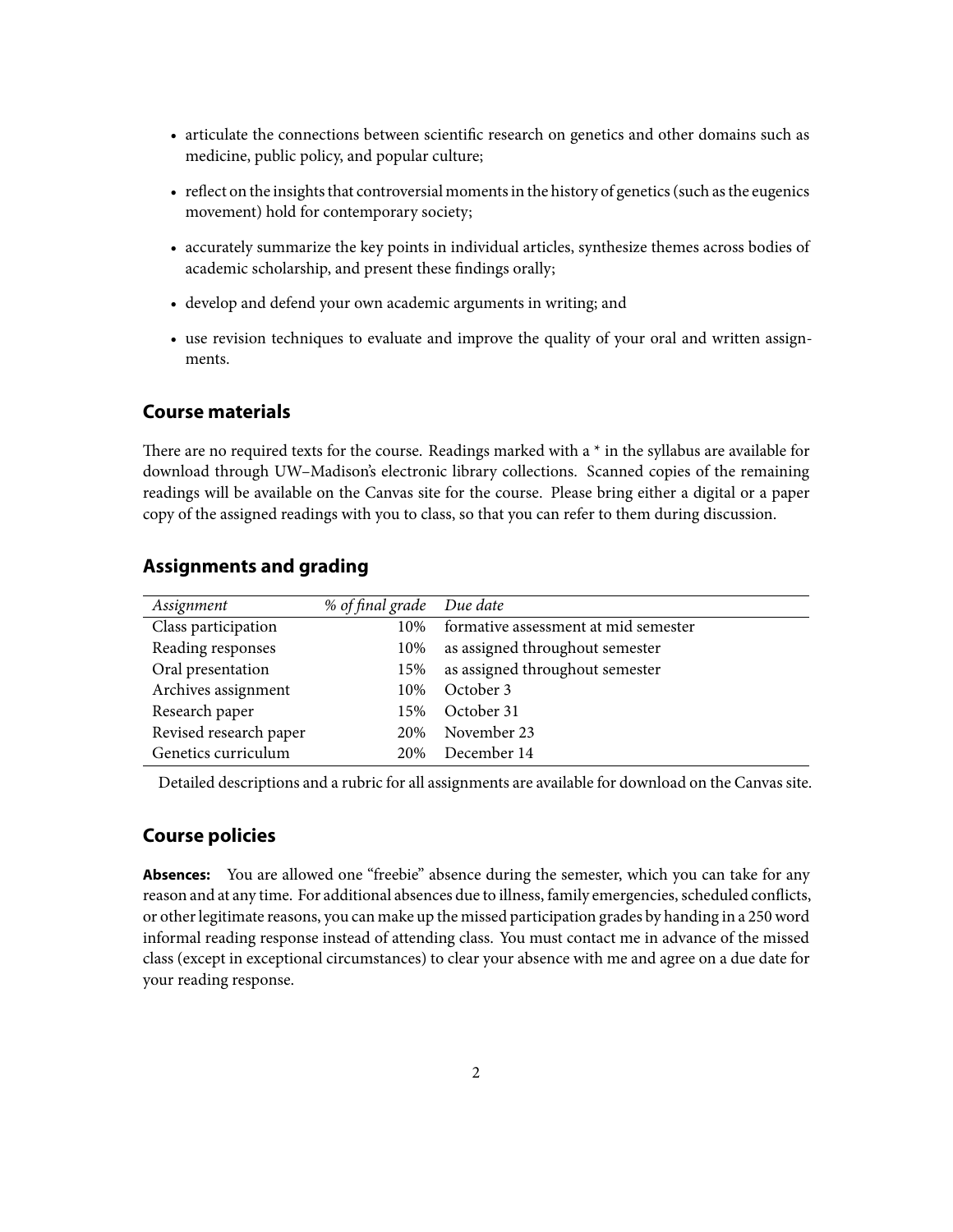- articulate the connections between scientific research on genetics and other domains such as medicine, public policy, and popular culture;
- reflect on the insights that controversial moments in the history of genetics (such as the eugenics movement) hold for contemporary society;
- accurately summarize the key points in individual articles, synthesize themes across bodies of academic scholarship, and present these findings orally;
- develop and defend your own academic arguments in writing; and
- use revision techniques to evaluate and improve the quality of your oral and written assignments.

## Course materials

There are no required texts for the course. Readings marked with a * in the syllabus are available for download through UW–Madison's electronic library collections. Scanned copies of the remaining readings will be available on the Canvas site for the course. Please bring either a digital or a paper copy of the assigned readings with you to class, so that you can refer to them during discussion.

## Assignments and grading

| *Assignment* | *% of final grade* | *Due date* |
| --- | ---: | --- |
| Class participation | 10% | formative assessment at mid semester |
| Reading responses | 10% | as assigned throughout semester |
| Oral presentation | 15% | as assigned throughout semester |
| Archives assignment | 10% | October 3 |
| Research paper | 15% | October 31 |
| Revised research paper | 20% | November 23 |
| Genetics curriculum | 20% | December 14 |

Detailed descriptions and a rubric for all assignments are available for download on the Canvas site.

## Course policies

**Absences:** You are allowed one "freebie" absence during the semester, which you can take for any reason and at any time. For additional absences due to illness, family emergencies, scheduled conflicts, or other legitimate reasons, you can make up the missed participation grades by handing in a 250 word informal reading response instead of attending class. You must contact me in advance of the missed class (except in exceptional circumstances) to clear your absence with me and agree on a due date for your reading response.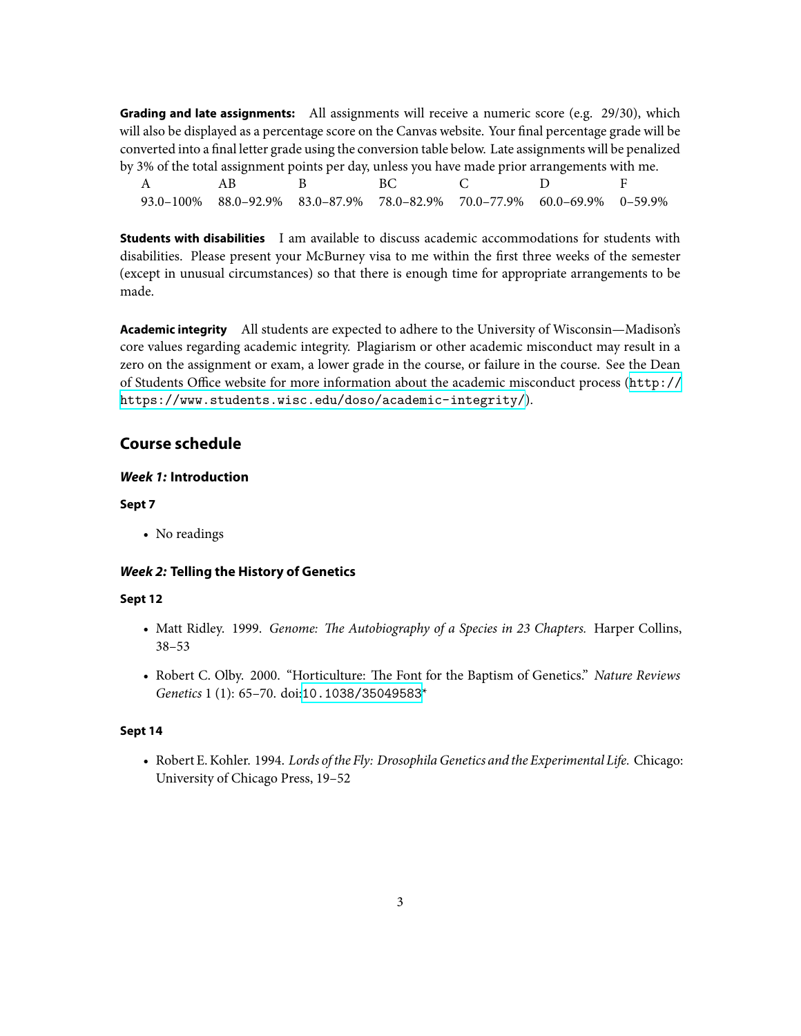**Grading and late assignments:** All assignments will receive a numeric score (e.g. 29/30), which will also be displayed as a percentage score on the Canvas website. Your final percentage grade will be converted into a final letter grade using the conversion table below. Late assignments will be penalized by 3% of the total assignment points per day, unless you have made prior arrangements with me.

| A | AB | B | BC | C | D | F |
|---|---|---|---|---|---|---|
| 93.0–100% | 88.0–92.9% | 83.0–87.9% | 78.0–82.9% | 70.0–77.9% | 60.0–69.9% | 0–59.9% |

**Students with disabilities** I am available to discuss academic accommodations for students with disabilities. Please present your McBurney visa to me within the first three weeks of the semester (except in unusual circumstances) so that there is enough time for appropriate arrangements to be made.

**Academic integrity** All students are expected to adhere to the University of Wisconsin—Madison's core values regarding academic integrity. Plagiarism or other academic misconduct may result in a zero on the assignment or exam, a lower grade in the course, or failure in the course. See the Dean of Students Office website for more information about the academic misconduct process (http://https://www.students.wisc.edu/doso/academic-integrity/).

## Course schedule

### *Week 1:* Introduction

**Sept 7**

- No readings

### *Week 2:* Telling the History of Genetics

**Sept 12**

- Matt Ridley. 1999. *Genome: The Autobiography of a Species in 23 Chapters.* Harper Collins, 38–53
- Robert C. Olby. 2000. "Horticulture: The Font for the Baptism of Genetics." *Nature Reviews Genetics* 1 (1): 65–70. doi:10.1038/35049583*

**Sept 14**

- Robert E. Kohler. 1994. *Lords of the Fly: Drosophila Genetics and the Experimental Life.* Chicago: University of Chicago Press, 19–52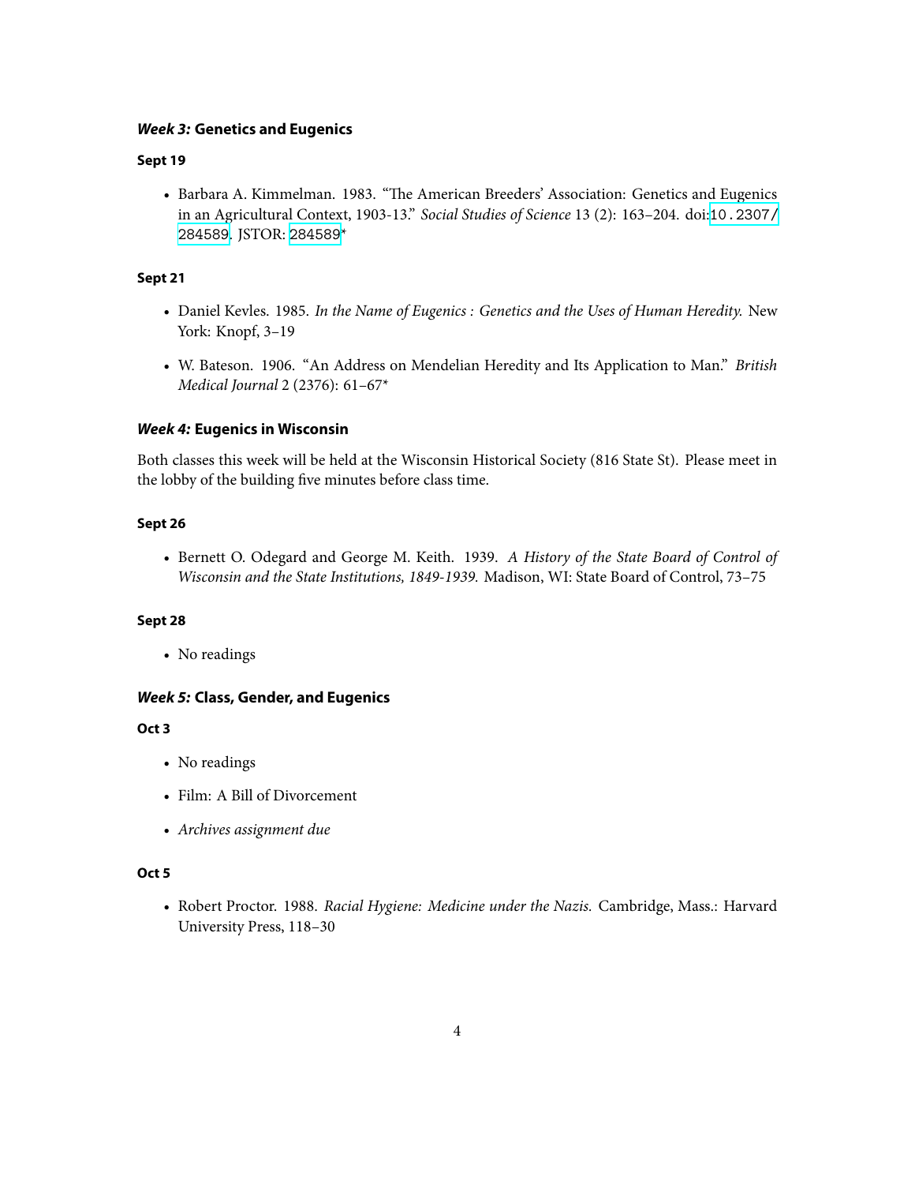### ***Week 3:*** **Genetics and Eugenics**

#### Sept 19

- Barbara A. Kimmelman. 1983. "The American Breeders' Association: Genetics and Eugenics in an Agricultural Context, 1903-13." *Social Studies of Science* 13 (2): 163–204. doi:10.2307/284589. JSTOR: 284589*

#### Sept 21

- Daniel Kevles. 1985. *In the Name of Eugenics : Genetics and the Uses of Human Heredity.* New York: Knopf, 3–19
- W. Bateson. 1906. "An Address on Mendelian Heredity and Its Application to Man." *British Medical Journal* 2 (2376): 61–67*

### ***Week 4:*** **Eugenics in Wisconsin**

Both classes this week will be held at the Wisconsin Historical Society (816 State St). Please meet in the lobby of the building five minutes before class time.

#### Sept 26

- Bernett O. Odegard and George M. Keith. 1939. *A History of the State Board of Control of Wisconsin and the State Institutions, 1849-1939.* Madison, WI: State Board of Control, 73–75

#### Sept 28

- No readings

### ***Week 5:*** **Class, Gender, and Eugenics**

#### Oct 3

- No readings
- Film: A Bill of Divorcement
- *Archives assignment due*

#### Oct 5

- Robert Proctor. 1988. *Racial Hygiene: Medicine under the Nazis.* Cambridge, Mass.: Harvard University Press, 118–30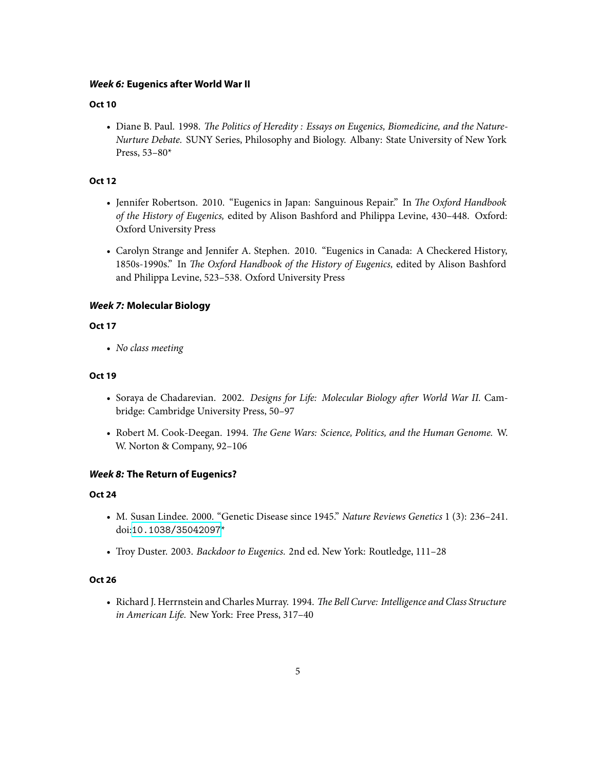### ***Week 6:*** **Eugenics after World War II**

**Oct 10**

- Diane B. Paul. 1998. *The Politics of Heredity : Essays on Eugenics, Biomedicine, and the Nature-Nurture Debate.* SUNY Series, Philosophy and Biology. Albany: State University of New York Press, 53–80*

**Oct 12**

- Jennifer Robertson. 2010. "Eugenics in Japan: Sanguinous Repair." In *The Oxford Handbook of the History of Eugenics,* edited by Alison Bashford and Philippa Levine, 430–448. Oxford: Oxford University Press
- Carolyn Strange and Jennifer A. Stephen. 2010. "Eugenics in Canada: A Checkered History, 1850s-1990s." In *The Oxford Handbook of the History of Eugenics,* edited by Alison Bashford and Philippa Levine, 523–538. Oxford University Press

### ***Week 7:*** **Molecular Biology**

**Oct 17**

- *No class meeting*

**Oct 19**

- Soraya de Chadarevian. 2002. *Designs for Life: Molecular Biology after World War II.* Cambridge: Cambridge University Press, 50–97
- Robert M. Cook-Deegan. 1994. *The Gene Wars: Science, Politics, and the Human Genome.* W. W. Norton & Company, 92–106

### ***Week 8:*** **The Return of Eugenics?**

**Oct 24**

- M. Susan Lindee. 2000. "Genetic Disease since 1945." *Nature Reviews Genetics* 1 (3): 236–241. doi:10.1038/35042097*
- Troy Duster. 2003. *Backdoor to Eugenics.* 2nd ed. New York: Routledge, 111–28

**Oct 26**

- Richard J. Herrnstein and Charles Murray. 1994. *The Bell Curve: Intelligence and Class Structure in American Life.* New York: Free Press, 317–40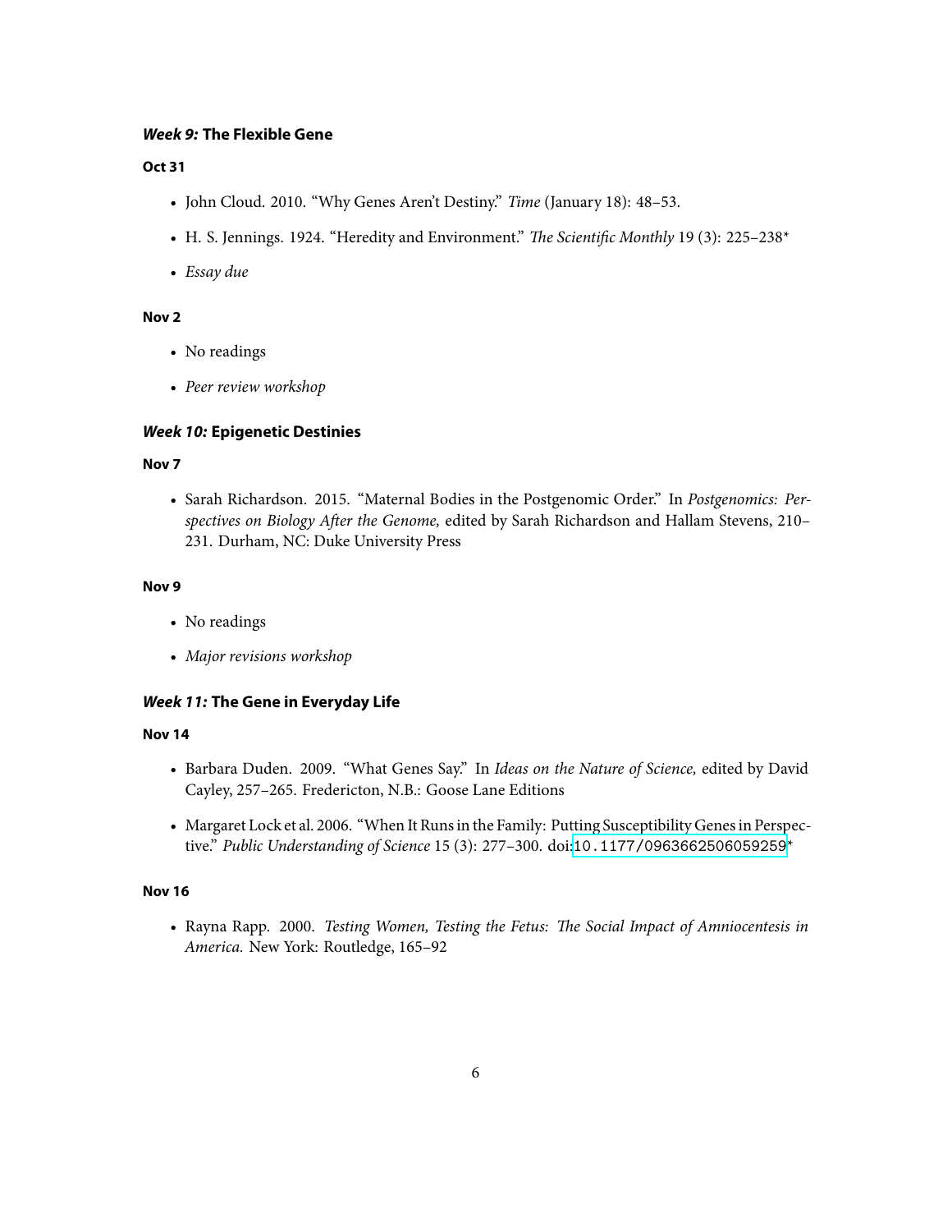### ***Week 9:*** **The Flexible Gene**

#### Oct 31

- John Cloud. 2010. "Why Genes Aren't Destiny." *Time* (January 18): 48–53.
- H. S. Jennings. 1924. "Heredity and Environment." *The Scientific Monthly* 19 (3): 225–238*
- *Essay due*

#### Nov 2

- No readings
- *Peer review workshop*

### ***Week 10:*** **Epigenetic Destinies**

#### Nov 7

- Sarah Richardson. 2015. "Maternal Bodies in the Postgenomic Order." In *Postgenomics: Perspectives on Biology After the Genome,* edited by Sarah Richardson and Hallam Stevens, 210–231. Durham, NC: Duke University Press

#### Nov 9

- No readings
- *Major revisions workshop*

### ***Week 11:*** **The Gene in Everyday Life**

#### Nov 14

- Barbara Duden. 2009. "What Genes Say." In *Ideas on the Nature of Science,* edited by David Cayley, 257–265. Fredericton, N.B.: Goose Lane Editions
- Margaret Lock et al. 2006. "When It Runs in the Family: Putting Susceptibility Genes in Perspective." *Public Understanding of Science* 15 (3): 277–300. doi:10.1177/0963662506059259*

#### Nov 16

- Rayna Rapp. 2000. *Testing Women, Testing the Fetus: The Social Impact of Amniocentesis in America.* New York: Routledge, 165–92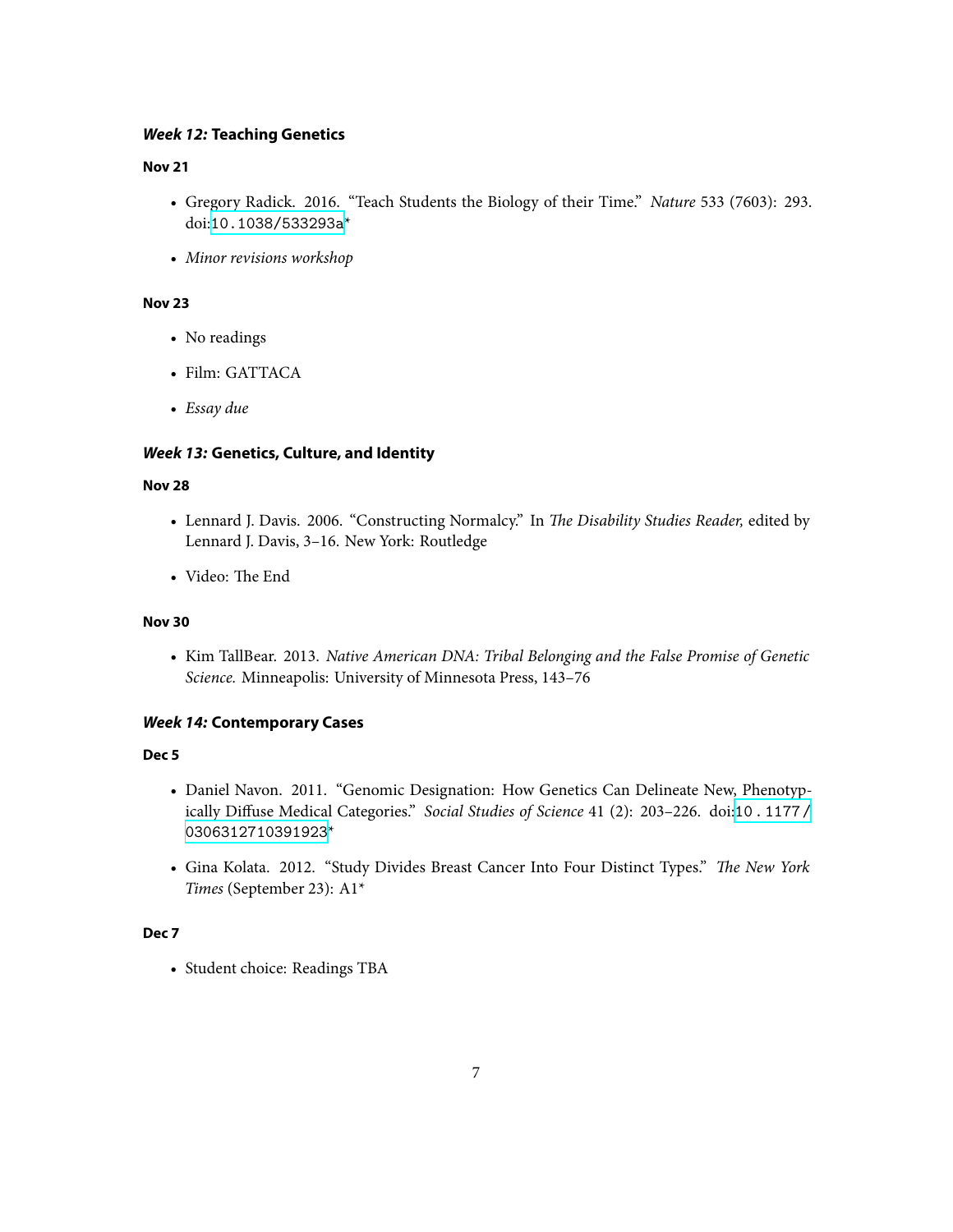### *Week 12:* Teaching Genetics

#### Nov 21

- Gregory Radick. 2016. "Teach Students the Biology of their Time." *Nature* 533 (7603): 293. doi:10.1038/533293a*
- *Minor revisions workshop*

#### Nov 23

- No readings
- Film: GATTACA
- *Essay due*

### *Week 13:* Genetics, Culture, and Identity

#### Nov 28

- Lennard J. Davis. 2006. "Constructing Normalcy." In *The Disability Studies Reader,* edited by Lennard J. Davis, 3–16. New York: Routledge
- Video: The End

#### Nov 30

- Kim TallBear. 2013. *Native American DNA: Tribal Belonging and the False Promise of Genetic Science.* Minneapolis: University of Minnesota Press, 143–76

### *Week 14:* Contemporary Cases

#### Dec 5

- Daniel Navon. 2011. "Genomic Designation: How Genetics Can Delineate New, Phenotypically Diffuse Medical Categories." *Social Studies of Science* 41 (2): 203–226. doi:10.1177/0306312710391923*
- Gina Kolata. 2012. "Study Divides Breast Cancer Into Four Distinct Types." *The New York Times* (September 23): A1*

#### Dec 7

- Student choice: Readings TBA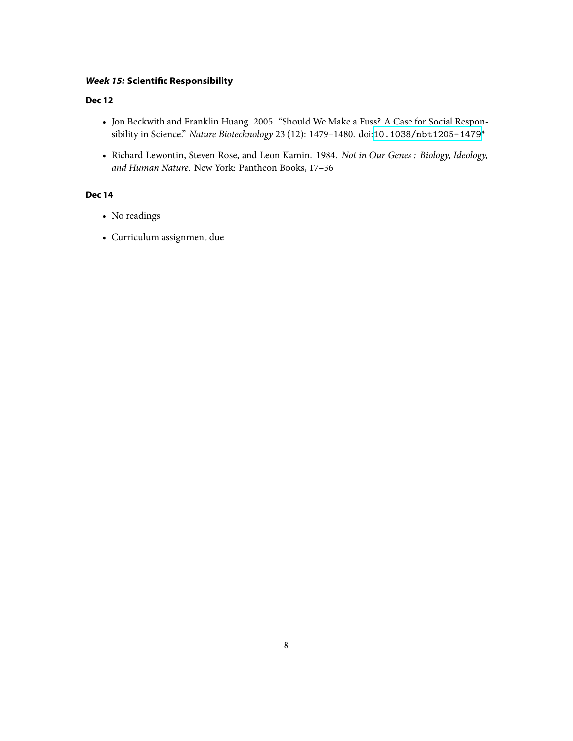### ***Week 15:*** **Scientific Responsibility**

**Dec 12**

- Jon Beckwith and Franklin Huang. 2005. "Should We Make a Fuss? A Case for Social Responsibility in Science." *Nature Biotechnology* 23 (12): 1479–1480. doi:10.1038/nbt1205-1479*
- Richard Lewontin, Steven Rose, and Leon Kamin. 1984. *Not in Our Genes : Biology, Ideology, and Human Nature.* New York: Pantheon Books, 17–36

**Dec 14**

- No readings
- Curriculum assignment due